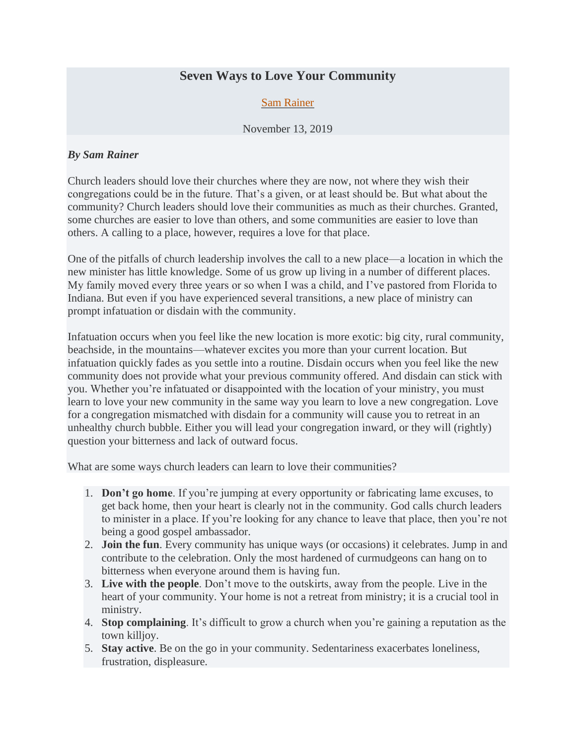# Seven Ways to Love Your Community

Sam Rainer

November 13, 2019

***By Sam Rainer***

Church leaders should love their churches where they are now, not where they wish their congregations could be in the future. That's a given, or at least should be. But what about the community? Church leaders should love their communities as much as their churches. Granted, some churches are easier to love than others, and some communities are easier to love than others. A calling to a place, however, requires a love for that place.

One of the pitfalls of church leadership involves the call to a new place—a location in which the new minister has little knowledge. Some of us grow up living in a number of different places. My family moved every three years or so when I was a child, and I've pastored from Florida to Indiana. But even if you have experienced several transitions, a new place of ministry can prompt infatuation or disdain with the community.

Infatuation occurs when you feel like the new location is more exotic: big city, rural community, beachside, in the mountains—whatever excites you more than your current location. But infatuation quickly fades as you settle into a routine. Disdain occurs when you feel like the new community does not provide what your previous community offered. And disdain can stick with you. Whether you're infatuated or disappointed with the location of your ministry, you must learn to love your new community in the same way you learn to love a new congregation. Love for a congregation mismatched with disdain for a community will cause you to retreat in an unhealthy church bubble. Either you will lead your congregation inward, or they will (rightly) question your bitterness and lack of outward focus.

What are some ways church leaders can learn to love their communities?

1. **Don't go home**. If you're jumping at every opportunity or fabricating lame excuses, to get back home, then your heart is clearly not in the community. God calls church leaders to minister in a place. If you're looking for any chance to leave that place, then you're not being a good gospel ambassador.
2. **Join the fun**. Every community has unique ways (or occasions) it celebrates. Jump in and contribute to the celebration. Only the most hardened of curmudgeons can hang on to bitterness when everyone around them is having fun.
3. **Live with the people**. Don't move to the outskirts, away from the people. Live in the heart of your community. Your home is not a retreat from ministry; it is a crucial tool in ministry.
4. **Stop complaining**. It's difficult to grow a church when you're gaining a reputation as the town killjoy.
5. **Stay active**. Be on the go in your community. Sedentariness exacerbates loneliness, frustration, displeasure.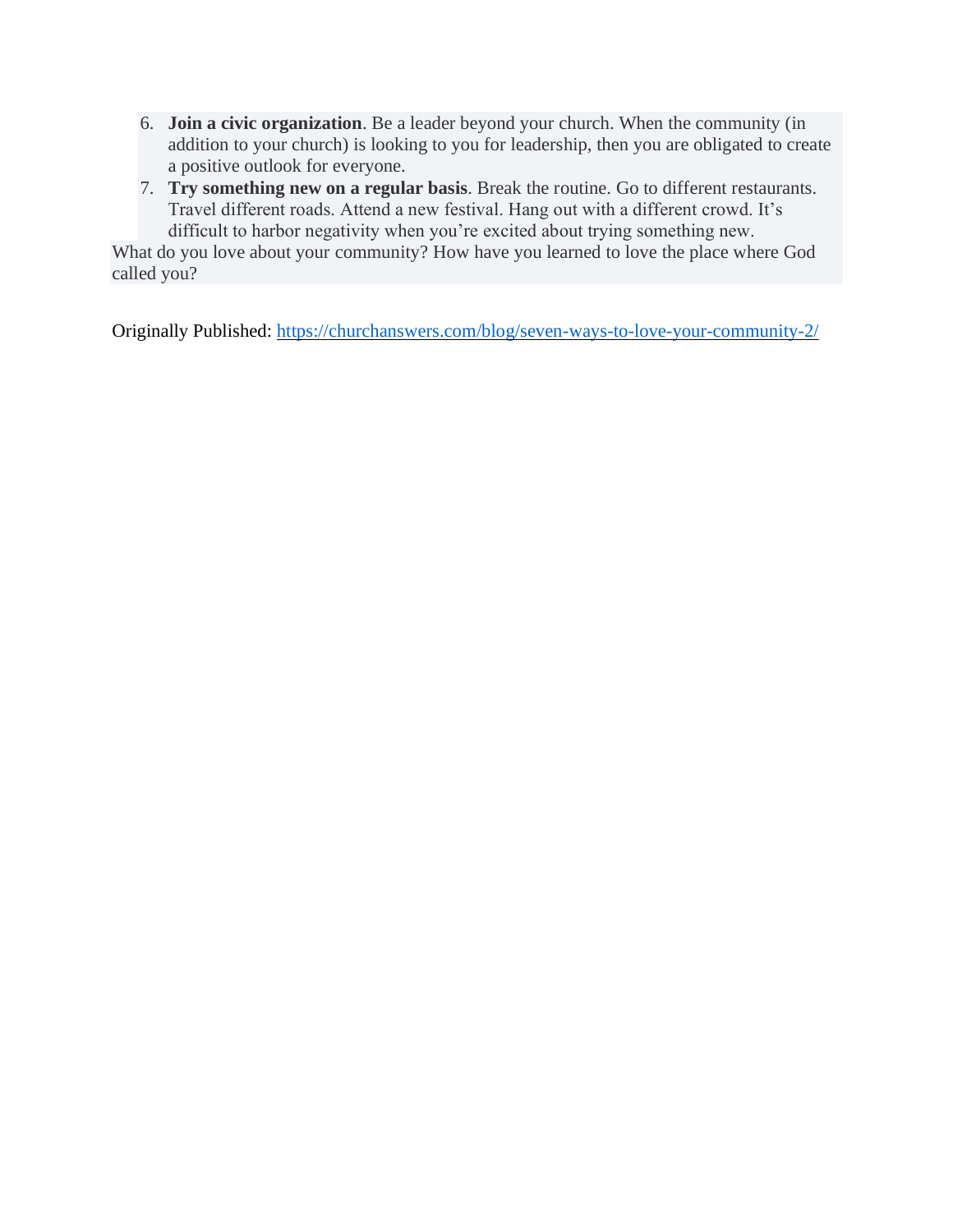6. **Join a civic organization**. Be a leader beyond your church. When the community (in addition to your church) is looking to you for leadership, then you are obligated to create a positive outlook for everyone.
7. **Try something new on a regular basis**. Break the routine. Go to different restaurants. Travel different roads. Attend a new festival. Hang out with a different crowd. It's difficult to harbor negativity when you're excited about trying something new.

What do you love about your community? How have you learned to love the place where God called you?

Originally Published: [https://churchanswers.com/blog/seven-ways-to-love-your-community-2/](https://churchanswers.com/blog/seven-ways-to-love-your-community-2/)